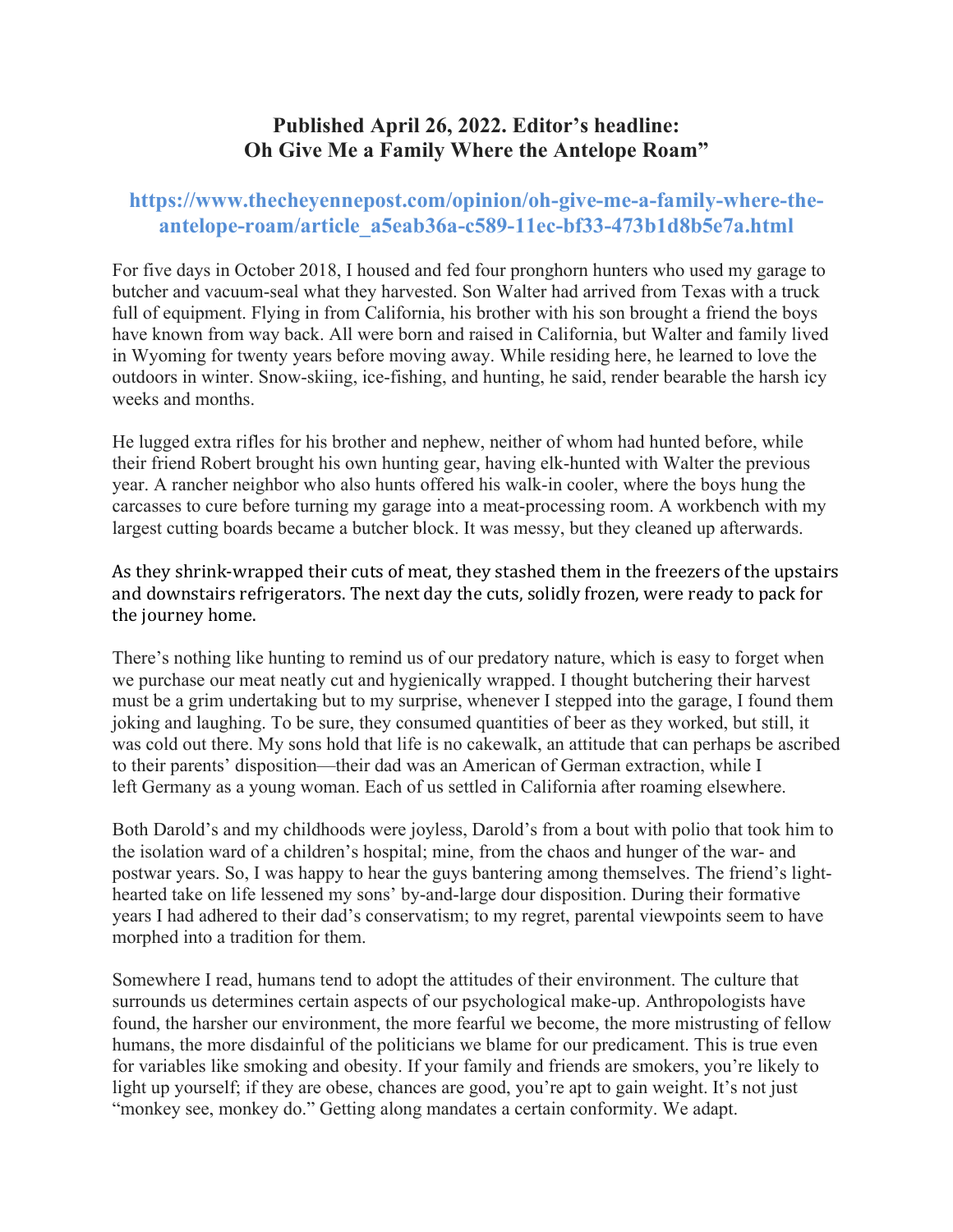# Published April 26, 2022. Editor's headline: Oh Give Me a Family Where the Antelope Roam"

## https://www.thecheyennepost.com/opinion/oh-give-me-a-family-where-the-antelope-roam/article_a5eab36a-c589-11ec-bf33-473b1d8b5e7a.html

For five days in October 2018, I housed and fed four pronghorn hunters who used my garage to butcher and vacuum-seal what they harvested. Son Walter had arrived from Texas with a truck full of equipment. Flying in from California, his brother with his son brought a friend the boys have known from way back. All were born and raised in California, but Walter and family lived in Wyoming for twenty years before moving away. While residing here, he learned to love the outdoors in winter. Snow-skiing, ice-fishing, and hunting, he said, render bearable the harsh icy weeks and months.

He lugged extra rifles for his brother and nephew, neither of whom had hunted before, while their friend Robert brought his own hunting gear, having elk-hunted with Walter the previous year. A rancher neighbor who also hunts offered his walk-in cooler, where the boys hung the carcasses to cure before turning my garage into a meat-processing room. A workbench with my largest cutting boards became a butcher block. It was messy, but they cleaned up afterwards.

As they shrink-wrapped their cuts of meat, they stashed them in the freezers of the upstairs and downstairs refrigerators. The next day the cuts, solidly frozen, were ready to pack for the journey home.

There's nothing like hunting to remind us of our predatory nature, which is easy to forget when we purchase our meat neatly cut and hygienically wrapped. I thought butchering their harvest must be a grim undertaking but to my surprise, whenever I stepped into the garage, I found them joking and laughing. To be sure, they consumed quantities of beer as they worked, but still, it was cold out there. My sons hold that life is no cakewalk, an attitude that can perhaps be ascribed to their parents' disposition—their dad was an American of German extraction, while I left Germany as a young woman. Each of us settled in California after roaming elsewhere.

Both Darold's and my childhoods were joyless, Darold's from a bout with polio that took him to the isolation ward of a children's hospital; mine, from the chaos and hunger of the war- and postwar years. So, I was happy to hear the guys bantering among themselves. The friend's light-hearted take on life lessened my sons' by-and-large dour disposition. During their formative years I had adhered to their dad's conservatism; to my regret, parental viewpoints seem to have morphed into a tradition for them.

Somewhere I read, humans tend to adopt the attitudes of their environment. The culture that surrounds us determines certain aspects of our psychological make-up. Anthropologists have found, the harsher our environment, the more fearful we become, the more mistrusting of fellow humans, the more disdainful of the politicians we blame for our predicament. This is true even for variables like smoking and obesity. If your family and friends are smokers, you're likely to light up yourself; if they are obese, chances are good, you're apt to gain weight. It's not just "monkey see, monkey do." Getting along mandates a certain conformity. We adapt.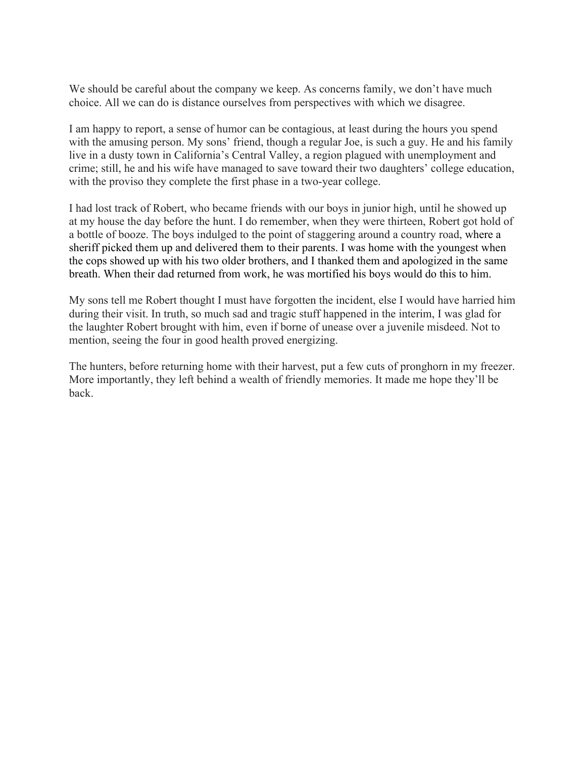We should be careful about the company we keep. As concerns family, we don't have much choice. All we can do is distance ourselves from perspectives with which we disagree.

I am happy to report, a sense of humor can be contagious, at least during the hours you spend with the amusing person. My sons' friend, though a regular Joe, is such a guy. He and his family live in a dusty town in California's Central Valley, a region plagued with unemployment and crime; still, he and his wife have managed to save toward their two daughters' college education, with the proviso they complete the first phase in a two-year college.

I had lost track of Robert, who became friends with our boys in junior high, until he showed up at my house the day before the hunt. I do remember, when they were thirteen, Robert got hold of a bottle of booze. The boys indulged to the point of staggering around a country road, where a sheriff picked them up and delivered them to their parents. I was home with the youngest when the cops showed up with his two older brothers, and I thanked them and apologized in the same breath. When their dad returned from work, he was mortified his boys would do this to him.

My sons tell me Robert thought I must have forgotten the incident, else I would have harried him during their visit. In truth, so much sad and tragic stuff happened in the interim, I was glad for the laughter Robert brought with him, even if borne of unease over a juvenile misdeed. Not to mention, seeing the four in good health proved energizing.

The hunters, before returning home with their harvest, put a few cuts of pronghorn in my freezer. More importantly, they left behind a wealth of friendly memories. It made me hope they'll be back.